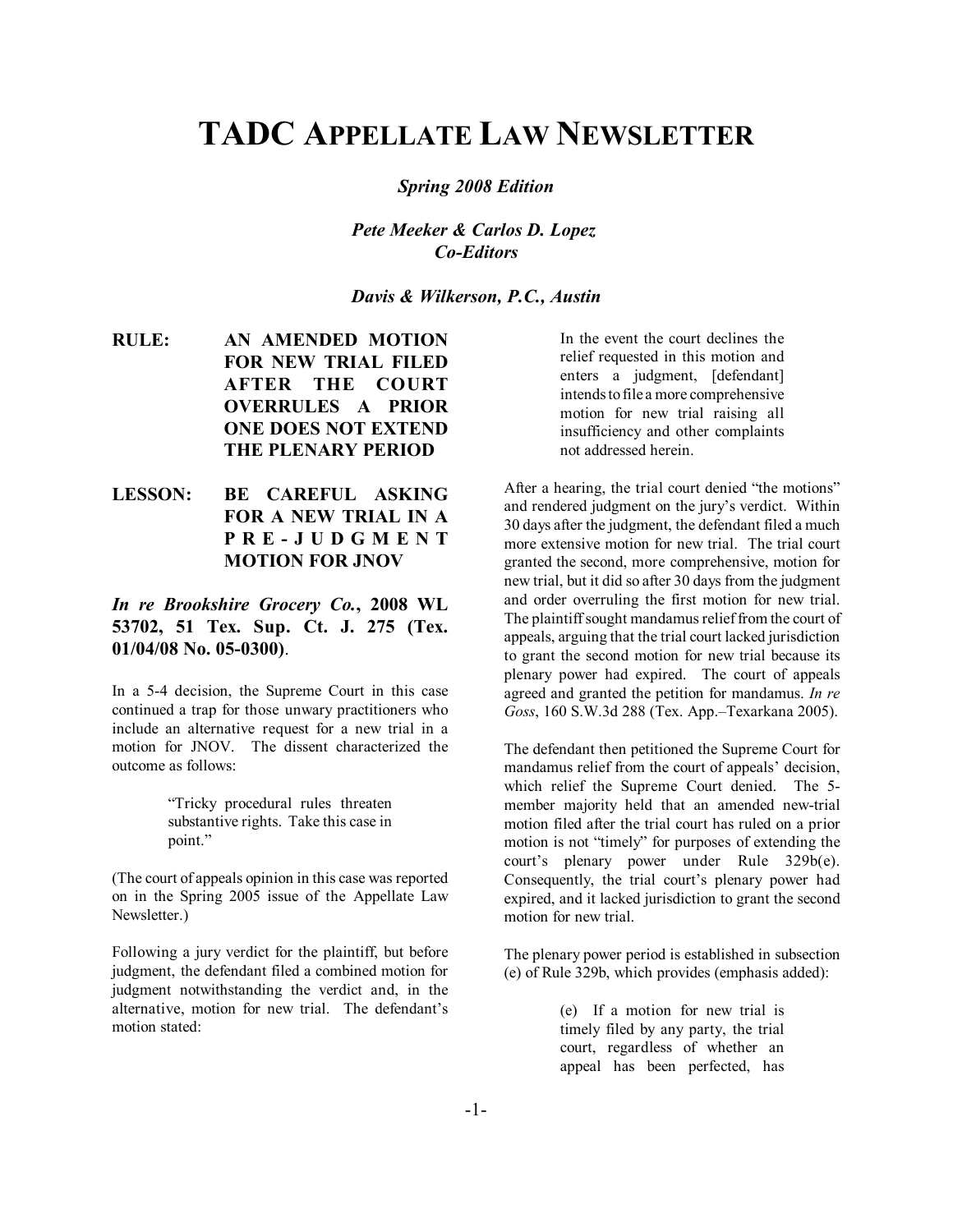# TADC APPELLATE LAW NEWSLETTER

***Spring 2008 Edition***

***Pete Meeker & Carlos D. Lopez***
***Co-Editors***

***Davis & Wilkerson, P.C., Austin***

**RULE: AN AMENDED MOTION FOR NEW TRIAL FILED AFTER THE COURT OVERRULES A PRIOR ONE DOES NOT EXTEND THE PLENARY PERIOD**

**LESSON: BE CAREFUL ASKING FOR A NEW TRIAL IN A PRE-JUDGMENT MOTION FOR JNOV**

***In re Brookshire Grocery Co.*, 2008 WL 53702, 51 Tex. Sup. Ct. J. 275 (Tex. 01/04/08 No. 05-0300)**.

In a 5-4 decision, the Supreme Court in this case continued a trap for those unwary practitioners who include an alternative request for a new trial in a motion for JNOV. The dissent characterized the outcome as follows:

> "Tricky procedural rules threaten substantive rights. Take this case in point."

(The court of appeals opinion in this case was reported on in the Spring 2005 issue of the Appellate Law Newsletter.)

Following a jury verdict for the plaintiff, but before judgment, the defendant filed a combined motion for judgment notwithstanding the verdict and, in the alternative, motion for new trial. The defendant's motion stated:

> In the event the court declines the relief requested in this motion and enters a judgment, [defendant] intends to file a more comprehensive motion for new trial raising all insufficiency and other complaints not addressed herein.

After a hearing, the trial court denied "the motions" and rendered judgment on the jury's verdict. Within 30 days after the judgment, the defendant filed a much more extensive motion for new trial. The trial court granted the second, more comprehensive, motion for new trial, but it did so after 30 days from the judgment and order overruling the first motion for new trial. The plaintiff sought mandamus relief from the court of appeals, arguing that the trial court lacked jurisdiction to grant the second motion for new trial because its plenary power had expired. The court of appeals agreed and granted the petition for mandamus. *In re Goss*, 160 S.W.3d 288 (Tex. App.–Texarkana 2005).

The defendant then petitioned the Supreme Court for mandamus relief from the court of appeals' decision, which relief the Supreme Court denied. The 5-member majority held that an amended new-trial motion filed after the trial court has ruled on a prior motion is not "timely" for purposes of extending the court's plenary power under Rule 329b(e). Consequently, the trial court's plenary power had expired, and it lacked jurisdiction to grant the second motion for new trial.

The plenary power period is established in subsection (e) of Rule 329b, which provides (emphasis added):

> (e) If a motion for new trial is timely filed by any party, the trial court, regardless of whether an appeal has been perfected, has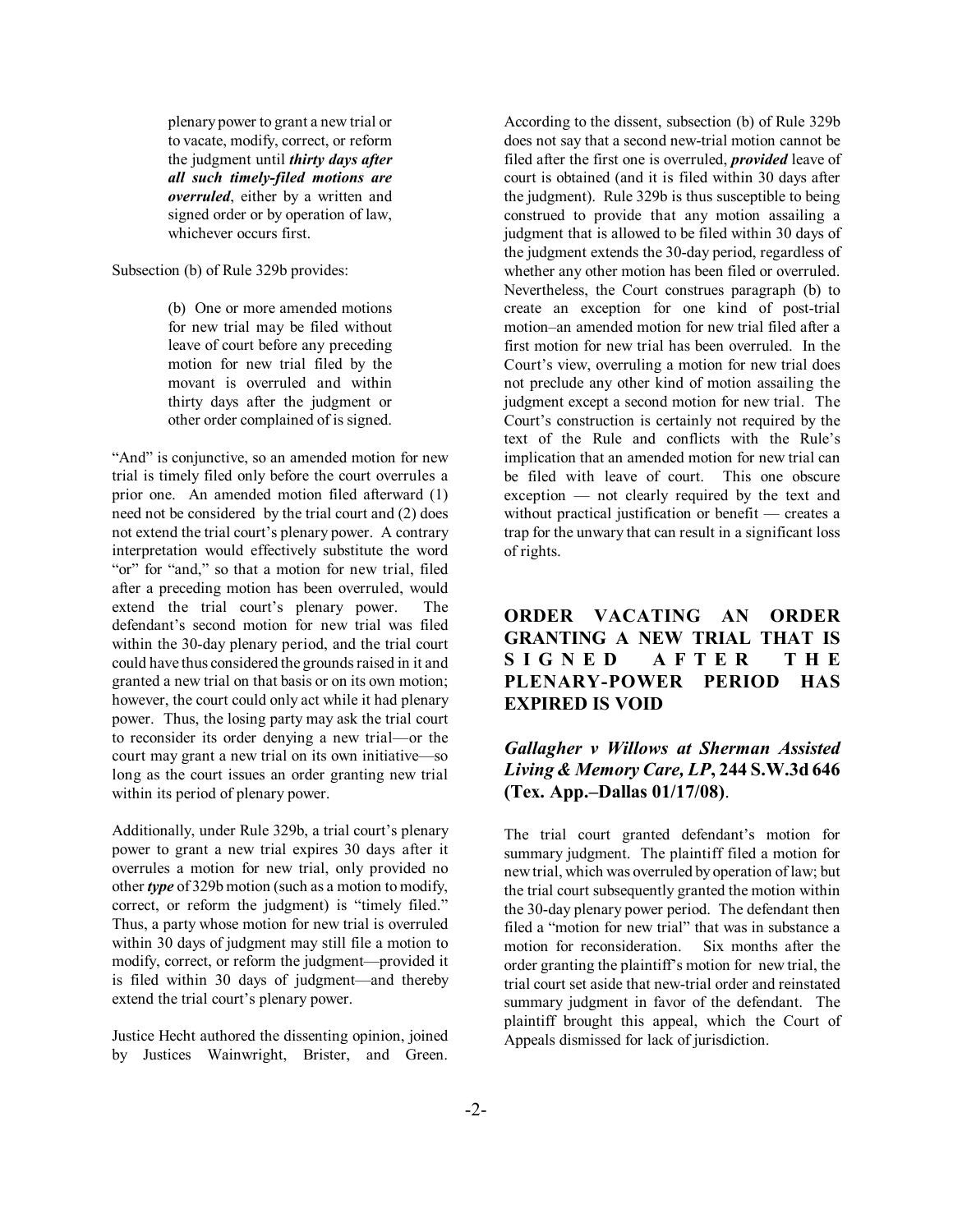> plenary power to grant a new trial or to vacate, modify, correct, or reform the judgment until ***thirty days after all such timely-filed motions are overruled***, either by a written and signed order or by operation of law, whichever occurs first.

Subsection (b) of Rule 329b provides:

> (b) One or more amended motions for new trial may be filed without leave of court before any preceding motion for new trial filed by the movant is overruled and within thirty days after the judgment or other order complained of is signed.

"And" is conjunctive, so an amended motion for new trial is timely filed only before the court overrules a prior one. An amended motion filed afterward (1) need not be considered by the trial court and (2) does not extend the trial court's plenary power. A contrary interpretation would effectively substitute the word "or" for "and," so that a motion for new trial, filed after a preceding motion has been overruled, would extend the trial court's plenary power. The defendant's second motion for new trial was filed within the 30-day plenary period, and the trial court could have thus considered the grounds raised in it and granted a new trial on that basis or on its own motion; however, the court could only act while it had plenary power. Thus, the losing party may ask the trial court to reconsider its order denying a new trial—or the court may grant a new trial on its own initiative—so long as the court issues an order granting new trial within its period of plenary power.

Additionally, under Rule 329b, a trial court's plenary power to grant a new trial expires 30 days after it overrules a motion for new trial, only provided no other ***type*** of 329b motion (such as a motion to modify, correct, or reform the judgment) is "timely filed." Thus, a party whose motion for new trial is overruled within 30 days of judgment may still file a motion to modify, correct, or reform the judgment—provided it is filed within 30 days of judgment—and thereby extend the trial court's plenary power.

Justice Hecht authored the dissenting opinion, joined by Justices Wainwright, Brister, and Green. According to the dissent, subsection (b) of Rule 329b does not say that a second new-trial motion cannot be filed after the first one is overruled, ***provided*** leave of court is obtained (and it is filed within 30 days after the judgment). Rule 329b is thus susceptible to being construed to provide that any motion assailing a judgment that is allowed to be filed within 30 days of the judgment extends the 30-day period, regardless of whether any other motion has been filed or overruled. Nevertheless, the Court construes paragraph (b) to create an exception for one kind of post-trial motion–an amended motion for new trial filed after a first motion for new trial has been overruled. In the Court's view, overruling a motion for new trial does not preclude any other kind of motion assailing the judgment except a second motion for new trial. The Court's construction is certainly not required by the text of the Rule and conflicts with the Rule's implication that an amended motion for new trial can be filed with leave of court. This one obscure exception — not clearly required by the text and without practical justification or benefit — creates a trap for the unwary that can result in a significant loss of rights.

## ORDER VACATING AN ORDER GRANTING A NEW TRIAL THAT IS SIGNED AFTER THE PLENARY-POWER PERIOD HAS EXPIRED IS VOID

### *Gallagher v Willows at Sherman Assisted Living & Memory Care, LP*, 244 S.W.3d 646 (Tex. App.–Dallas 01/17/08).

The trial court granted defendant's motion for summary judgment. The plaintiff filed a motion for new trial, which was overruled by operation of law; but the trial court subsequently granted the motion within the 30-day plenary power period. The defendant then filed a "motion for new trial" that was in substance a motion for reconsideration. Six months after the order granting the plaintiff's motion for new trial, the trial court set aside that new-trial order and reinstated summary judgment in favor of the defendant. The plaintiff brought this appeal, which the Court of Appeals dismissed for lack of jurisdiction.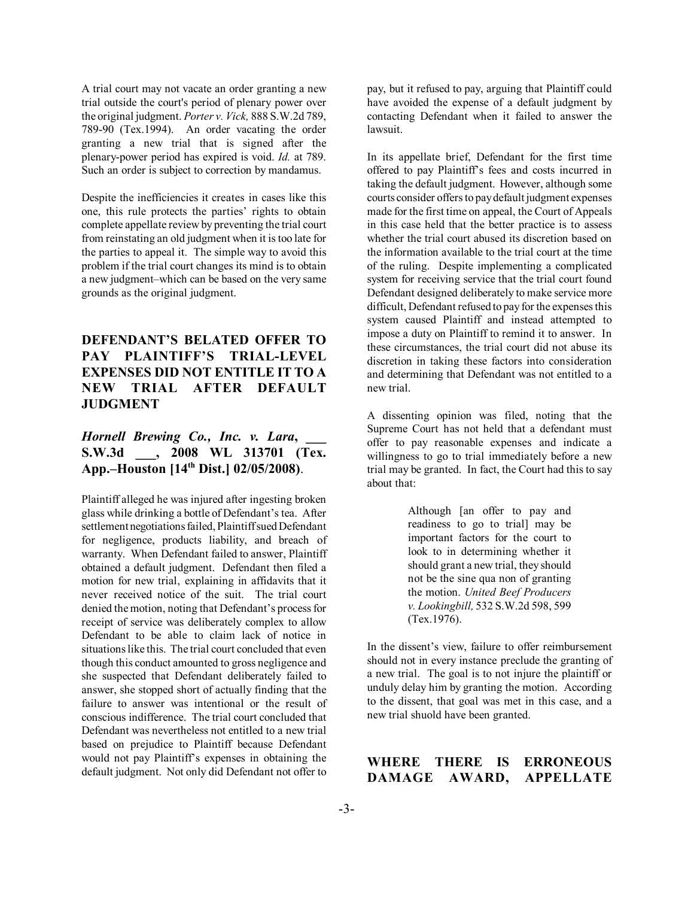A trial court may not vacate an order granting a new trial outside the court's period of plenary power over the original judgment. *Porter v. Vick,* 888 S.W.2d 789, 789-90 (Tex.1994). An order vacating the order granting a new trial that is signed after the plenary-power period has expired is void. *Id.* at 789. Such an order is subject to correction by mandamus.

Despite the inefficiencies it creates in cases like this one, this rule protects the parties' rights to obtain complete appellate review by preventing the trial court from reinstating an old judgment when it is too late for the parties to appeal it. The simple way to avoid this problem if the trial court changes its mind is to obtain a new judgment–which can be based on the very same grounds as the original judgment.

## DEFENDANT'S BELATED OFFER TO PAY PLAINTIFF'S TRIAL-LEVEL EXPENSES DID NOT ENTITLE IT TO A NEW TRIAL AFTER DEFAULT JUDGMENT

### *Hornell Brewing Co., Inc. v. Lara*, ___ S.W.3d ___, 2008 WL 313701 (Tex. App.–Houston [14th Dist.] 02/05/2008).

Plaintiff alleged he was injured after ingesting broken glass while drinking a bottle of Defendant's tea. After settlement negotiations failed, Plaintiff sued Defendant for negligence, products liability, and breach of warranty. When Defendant failed to answer, Plaintiff obtained a default judgment. Defendant then filed a motion for new trial, explaining in affidavits that it never received notice of the suit. The trial court denied the motion, noting that Defendant's process for receipt of service was deliberately complex to allow Defendant to be able to claim lack of notice in situations like this. The trial court concluded that even though this conduct amounted to gross negligence and she suspected that Defendant deliberately failed to answer, she stopped short of actually finding that the failure to answer was intentional or the result of conscious indifference. The trial court concluded that Defendant was nevertheless not entitled to a new trial based on prejudice to Plaintiff because Defendant would not pay Plaintiff's expenses in obtaining the default judgment. Not only did Defendant not offer to pay, but it refused to pay, arguing that Plaintiff could have avoided the expense of a default judgment by contacting Defendant when it failed to answer the lawsuit.

In its appellate brief, Defendant for the first time offered to pay Plaintiff's fees and costs incurred in taking the default judgment. However, although some courts consider offers to pay default judgment expenses made for the first time on appeal, the Court of Appeals in this case held that the better practice is to assess whether the trial court abused its discretion based on the information available to the trial court at the time of the ruling. Despite implementing a complicated system for receiving service that the trial court found Defendant designed deliberately to make service more difficult, Defendant refused to pay for the expenses this system caused Plaintiff and instead attempted to impose a duty on Plaintiff to remind it to answer. In these circumstances, the trial court did not abuse its discretion in taking these factors into consideration and determining that Defendant was not entitled to a new trial.

A dissenting opinion was filed, noting that the Supreme Court has not held that a defendant must offer to pay reasonable expenses and indicate a willingness to go to trial immediately before a new trial may be granted. In fact, the Court had this to say about that:

> Although [an offer to pay and readiness to go to trial] may be important factors for the court to look to in determining whether it should grant a new trial, they should not be the sine qua non of granting the motion. *United Beef Producers v. Lookingbill,* 532 S.W.2d 598, 599 (Tex.1976).

In the dissent's view, failure to offer reimbursement should not in every instance preclude the granting of a new trial. The goal is to not injure the plaintiff or unduly delay him by granting the motion. According to the dissent, that goal was met in this case, and a new trial shuold have been granted.

## WHERE THERE IS ERRONEOUS DAMAGE AWARD, APPELLATE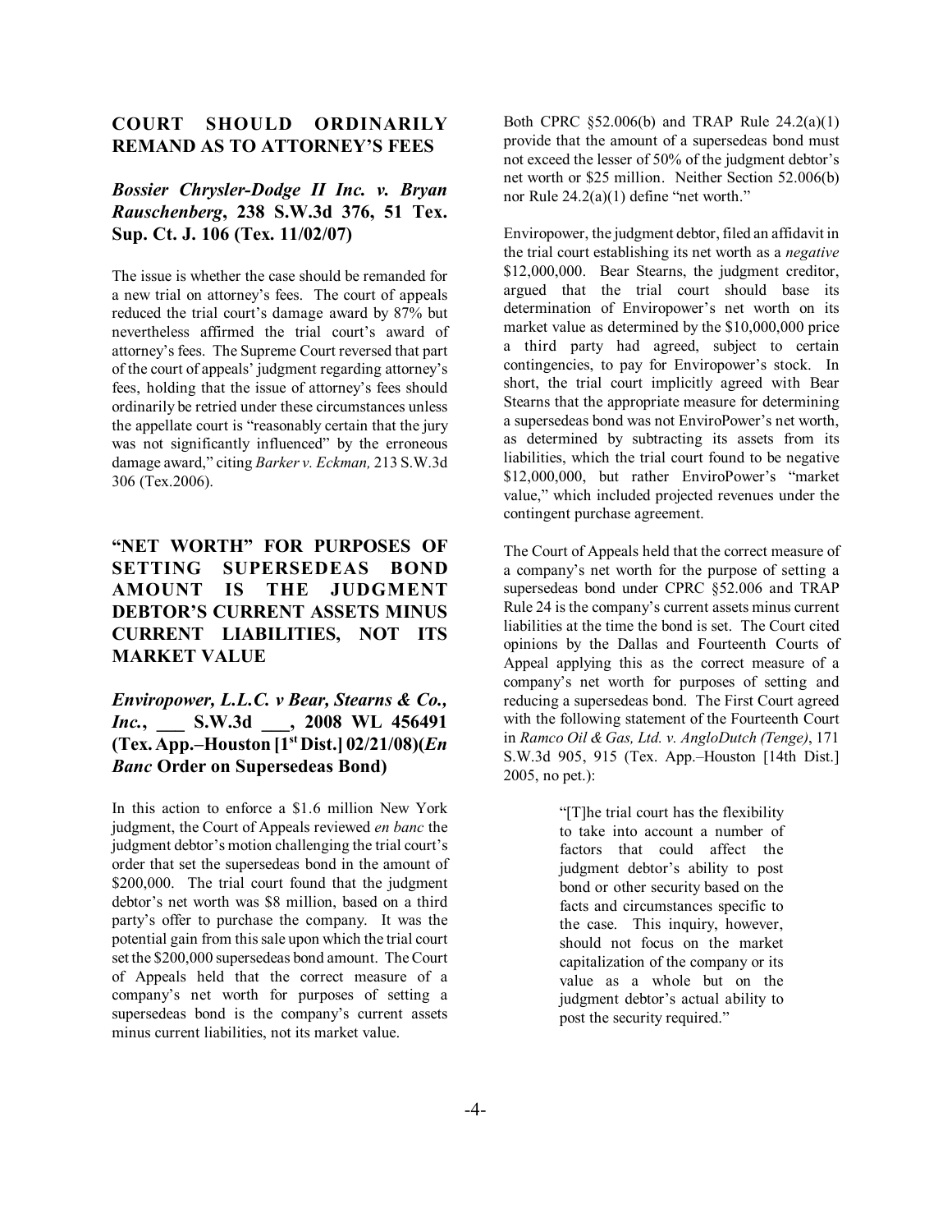## COURT SHOULD ORDINARILY REMAND AS TO ATTORNEY'S FEES

### *Bossier Chrysler-Dodge II Inc. v. Bryan Rauschenberg*, 238 S.W.3d 376, 51 Tex. Sup. Ct. J. 106 (Tex. 11/02/07)

The issue is whether the case should be remanded for a new trial on attorney's fees. The court of appeals reduced the trial court's damage award by 87% but nevertheless affirmed the trial court's award of attorney's fees. The Supreme Court reversed that part of the court of appeals' judgment regarding attorney's fees, holding that the issue of attorney's fees should ordinarily be retried under these circumstances unless the appellate court is "reasonably certain that the jury was not significantly influenced" by the erroneous damage award," citing *Barker v. Eckman,* 213 S.W.3d 306 (Tex.2006).

## "NET WORTH" FOR PURPOSES OF SETTING SUPERSEDEAS BOND AMOUNT IS THE JUDGMENT DEBTOR'S CURRENT ASSETS MINUS CURRENT LIABILITIES, NOT ITS MARKET VALUE

### *Enviropower, L.L.C. v Bear, Stearns & Co., Inc.*, ___ S.W.3d ___, 2008 WL 456491 (Tex. App.–Houston [1st Dist.] 02/21/08)(*En Banc* Order on Supersedeas Bond)

In this action to enforce a $1.6 million New York judgment, the Court of Appeals reviewed *en banc* the judgment debtor's motion challenging the trial court's order that set the supersedeas bond in the amount of $200,000. The trial court found that the judgment debtor's net worth was $8 million, based on a third party's offer to purchase the company. It was the potential gain from this sale upon which the trial court set the $200,000 supersedeas bond amount. The Court of Appeals held that the correct measure of a company's net worth for purposes of setting a supersedeas bond is the company's current assets minus current liabilities, not its market value.

Both CPRC §52.006(b) and TRAP Rule 24.2(a)(1) provide that the amount of a supersedeas bond must not exceed the lesser of 50% of the judgment debtor's net worth or $25 million. Neither Section 52.006(b) nor Rule 24.2(a)(1) define "net worth."

Enviropower, the judgment debtor, filed an affidavit in the trial court establishing its net worth as a *negative* $12,000,000. Bear Stearns, the judgment creditor, argued that the trial court should base its determination of Enviropower's net worth on its market value as determined by the $10,000,000 price a third party had agreed, subject to certain contingencies, to pay for Enviropower's stock. In short, the trial court implicitly agreed with Bear Stearns that the appropriate measure for determining a supersedeas bond was not EnviroPower's net worth, as determined by subtracting its assets from its liabilities, which the trial court found to be negative $12,000,000, but rather EnviroPower's "market value," which included projected revenues under the contingent purchase agreement.

The Court of Appeals held that the correct measure of a company's net worth for the purpose of setting a supersedeas bond under CPRC §52.006 and TRAP Rule 24 is the company's current assets minus current liabilities at the time the bond is set. The Court cited opinions by the Dallas and Fourteenth Courts of Appeal applying this as the correct measure of a company's net worth for purposes of setting and reducing a supersedeas bond. The First Court agreed with the following statement of the Fourteenth Court in *Ramco Oil & Gas, Ltd. v. AngloDutch (Tenge)*, 171 S.W.3d 905, 915 (Tex. App.–Houston [14th Dist.] 2005, no pet.):

> "[T]he trial court has the flexibility to take into account a number of factors that could affect the judgment debtor's ability to post bond or other security based on the facts and circumstances specific to the case. This inquiry, however, should not focus on the market capitalization of the company or its value as a whole but on the judgment debtor's actual ability to post the security required."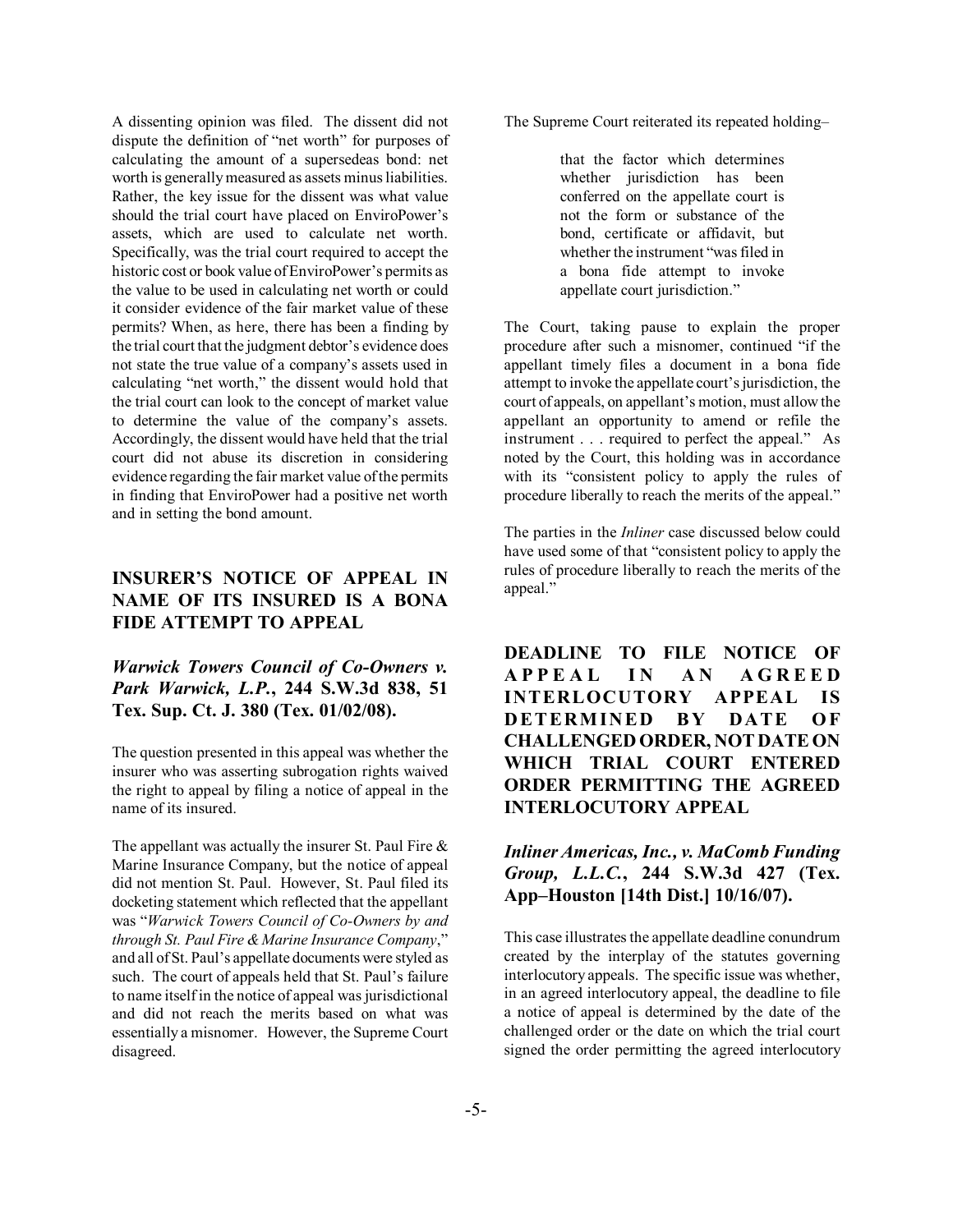A dissenting opinion was filed. The dissent did not dispute the definition of "net worth" for purposes of calculating the amount of a supersedeas bond: net worth is generally measured as assets minus liabilities. Rather, the key issue for the dissent was what value should the trial court have placed on EnviroPower's assets, which are used to calculate net worth. Specifically, was the trial court required to accept the historic cost or book value of EnviroPower's permits as the value to be used in calculating net worth or could it consider evidence of the fair market value of these permits? When, as here, there has been a finding by the trial court that the judgment debtor's evidence does not state the true value of a company's assets used in calculating "net worth," the dissent would hold that the trial court can look to the concept of market value to determine the value of the company's assets. Accordingly, the dissent would have held that the trial court did not abuse its discretion in considering evidence regarding the fair market value of the permits in finding that EnviroPower had a positive net worth and in setting the bond amount.

## INSURER'S NOTICE OF APPEAL IN NAME OF ITS INSURED IS A BONA FIDE ATTEMPT TO APPEAL

### *Warwick Towers Council of Co-Owners v. Park Warwick, L.P.*, 244 S.W.3d 838, 51 Tex. Sup. Ct. J. 380 (Tex. 01/02/08).

The question presented in this appeal was whether the insurer who was asserting subrogation rights waived the right to appeal by filing a notice of appeal in the name of its insured.

The appellant was actually the insurer St. Paul Fire & Marine Insurance Company, but the notice of appeal did not mention St. Paul. However, St. Paul filed its docketing statement which reflected that the appellant was "*Warwick Towers Council of Co-Owners by and through St. Paul Fire & Marine Insurance Company*," and all of St. Paul's appellate documents were styled as such. The court of appeals held that St. Paul's failure to name itself in the notice of appeal was jurisdictional and did not reach the merits based on what was essentially a misnomer. However, the Supreme Court disagreed.

The Supreme Court reiterated its repeated holding–

> that the factor which determines whether jurisdiction has been conferred on the appellate court is not the form or substance of the bond, certificate or affidavit, but whether the instrument "was filed in a bona fide attempt to invoke appellate court jurisdiction."

The Court, taking pause to explain the proper procedure after such a misnomer, continued "if the appellant timely files a document in a bona fide attempt to invoke the appellate court's jurisdiction, the court of appeals, on appellant's motion, must allow the appellant an opportunity to amend or refile the instrument . . . required to perfect the appeal." As noted by the Court, this holding was in accordance with its "consistent policy to apply the rules of procedure liberally to reach the merits of the appeal."

The parties in the *Inliner* case discussed below could have used some of that "consistent policy to apply the rules of procedure liberally to reach the merits of the appeal."

## DEADLINE TO FILE NOTICE OF APPEAL IN AN AGREED INTERLOCUTORY APPEAL IS DETERMINED BY DATE OF CHALLENGED ORDER, NOT DATE ON WHICH TRIAL COURT ENTERED ORDER PERMITTING THE AGREED INTERLOCUTORY APPEAL

### *Inliner Americas, Inc., v. MaComb Funding Group, L.L.C.*, 244 S.W.3d 427 (Tex. App–Houston [14th Dist.] 10/16/07).

This case illustrates the appellate deadline conundrum created by the interplay of the statutes governing interlocutory appeals. The specific issue was whether, in an agreed interlocutory appeal, the deadline to file a notice of appeal is determined by the date of the challenged order or the date on which the trial court signed the order permitting the agreed interlocutory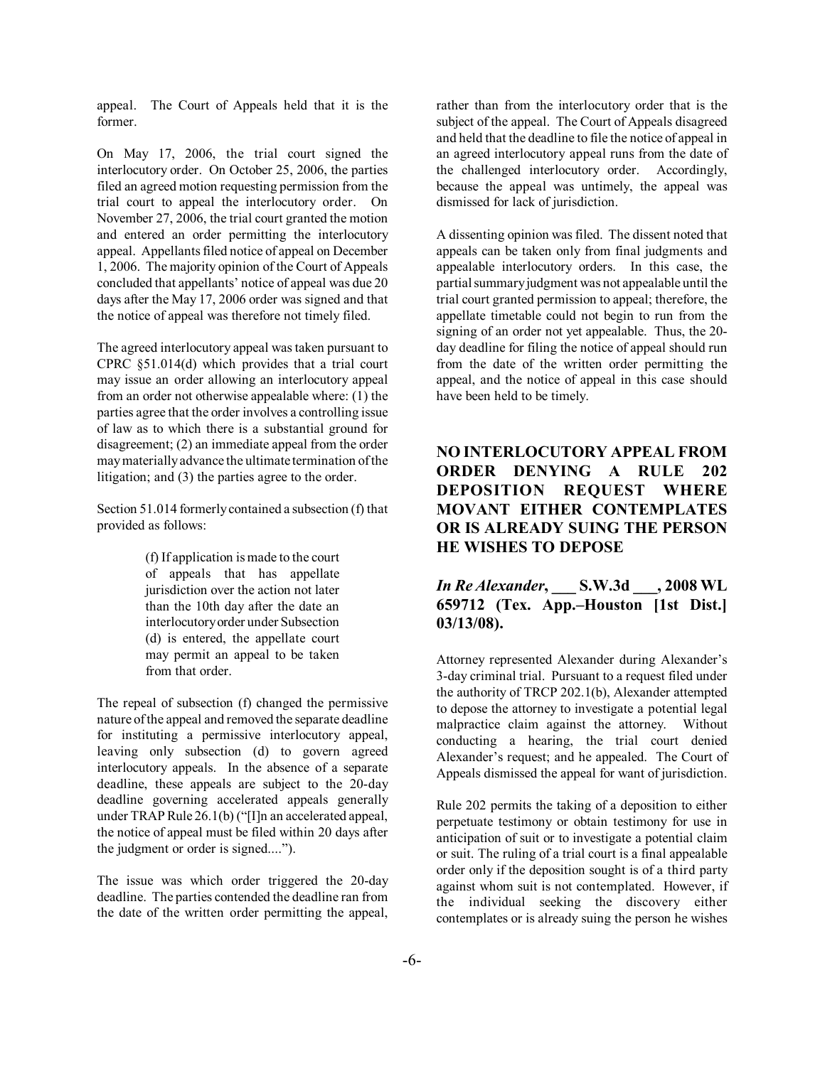appeal. The Court of Appeals held that it is the former.

On May 17, 2006, the trial court signed the interlocutory order. On October 25, 2006, the parties filed an agreed motion requesting permission from the trial court to appeal the interlocutory order. On November 27, 2006, the trial court granted the motion and entered an order permitting the interlocutory appeal. Appellants filed notice of appeal on December 1, 2006. The majority opinion of the Court of Appeals concluded that appellants' notice of appeal was due 20 days after the May 17, 2006 order was signed and that the notice of appeal was therefore not timely filed.

The agreed interlocutory appeal was taken pursuant to CPRC §51.014(d) which provides that a trial court may issue an order allowing an interlocutory appeal from an order not otherwise appealable where: (1) the parties agree that the order involves a controlling issue of law as to which there is a substantial ground for disagreement; (2) an immediate appeal from the order may materially advance the ultimate termination of the litigation; and (3) the parties agree to the order.

Section 51.014 formerly contained a subsection (f) that provided as follows:

> (f) If application is made to the court of appeals that has appellate jurisdiction over the action not later than the 10th day after the date an interlocutory order under Subsection (d) is entered, the appellate court may permit an appeal to be taken from that order.

The repeal of subsection (f) changed the permissive nature of the appeal and removed the separate deadline for instituting a permissive interlocutory appeal, leaving only subsection (d) to govern agreed interlocutory appeals. In the absence of a separate deadline, these appeals are subject to the 20-day deadline governing accelerated appeals generally under TRAP Rule 26.1(b) ("[I]n an accelerated appeal, the notice of appeal must be filed within 20 days after the judgment or order is signed....").

The issue was which order triggered the 20-day deadline. The parties contended the deadline ran from the date of the written order permitting the appeal, rather than from the interlocutory order that is the subject of the appeal. The Court of Appeals disagreed and held that the deadline to file the notice of appeal in an agreed interlocutory appeal runs from the date of the challenged interlocutory order. Accordingly, because the appeal was untimely, the appeal was dismissed for lack of jurisdiction.

A dissenting opinion was filed. The dissent noted that appeals can be taken only from final judgments and appealable interlocutory orders. In this case, the partial summary judgment was not appealable until the trial court granted permission to appeal; therefore, the appellate timetable could not begin to run from the signing of an order not yet appealable. Thus, the 20-day deadline for filing the notice of appeal should run from the date of the written order permitting the appeal, and the notice of appeal in this case should have been held to be timely.

## NO INTERLOCUTORY APPEAL FROM ORDER DENYING A RULE 202 DEPOSITION REQUEST WHERE MOVANT EITHER CONTEMPLATES OR IS ALREADY SUING THE PERSON HE WISHES TO DEPOSE

### *In Re Alexander*, ___ S.W.3d ___, 2008 WL 659712 (Tex. App.–Houston [1st Dist.] 03/13/08).

Attorney represented Alexander during Alexander's 3-day criminal trial. Pursuant to a request filed under the authority of TRCP 202.1(b), Alexander attempted to depose the attorney to investigate a potential legal malpractice claim against the attorney. Without conducting a hearing, the trial court denied Alexander's request; and he appealed. The Court of Appeals dismissed the appeal for want of jurisdiction.

Rule 202 permits the taking of a deposition to either perpetuate testimony or obtain testimony for use in anticipation of suit or to investigate a potential claim or suit. The ruling of a trial court is a final appealable order only if the deposition sought is of a third party against whom suit is not contemplated. However, if the individual seeking the discovery either contemplates or is already suing the person he wishes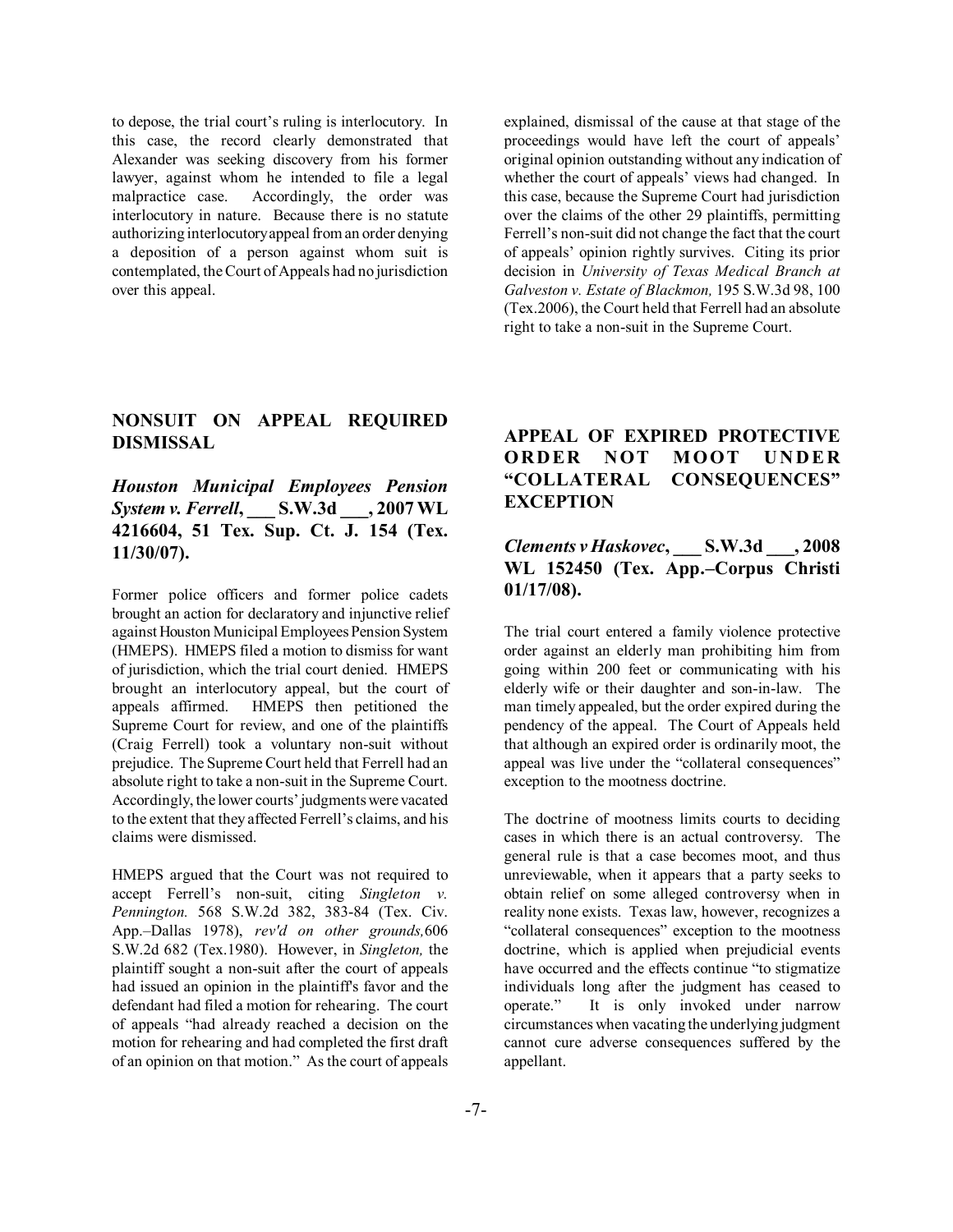to depose, the trial court's ruling is interlocutory. In this case, the record clearly demonstrated that Alexander was seeking discovery from his former lawyer, against whom he intended to file a legal malpractice case. Accordingly, the order was interlocutory in nature. Because there is no statute authorizing interlocutory appeal from an order denying a deposition of a person against whom suit is contemplated, the Court of Appeals had no jurisdiction over this appeal.

## NONSUIT ON APPEAL REQUIRED DISMISSAL

### *Houston Municipal Employees Pension System v. Ferrell*, ___ S.W.3d ___, 2007 WL 4216604, 51 Tex. Sup. Ct. J. 154 (Tex. 11/30/07).

Former police officers and former police cadets brought an action for declaratory and injunctive relief against Houston Municipal Employees Pension System (HMEPS). HMEPS filed a motion to dismiss for want of jurisdiction, which the trial court denied. HMEPS brought an interlocutory appeal, but the court of appeals affirmed. HMEPS then petitioned the Supreme Court for review, and one of the plaintiffs (Craig Ferrell) took a voluntary non-suit without prejudice. The Supreme Court held that Ferrell had an absolute right to take a non-suit in the Supreme Court. Accordingly, the lower courts' judgments were vacated to the extent that they affected Ferrell's claims, and his claims were dismissed.

HMEPS argued that the Court was not required to accept Ferrell's non-suit, citing *Singleton v. Pennington.* 568 S.W.2d 382, 383-84 (Tex. Civ. App.–Dallas 1978), *rev'd on other grounds,*606 S.W.2d 682 (Tex.1980). However, in *Singleton,* the plaintiff sought a non-suit after the court of appeals had issued an opinion in the plaintiff's favor and the defendant had filed a motion for rehearing. The court of appeals "had already reached a decision on the motion for rehearing and had completed the first draft of an opinion on that motion." As the court of appeals explained, dismissal of the cause at that stage of the proceedings would have left the court of appeals' original opinion outstanding without any indication of whether the court of appeals' views had changed. In this case, because the Supreme Court had jurisdiction over the claims of the other 29 plaintiffs, permitting Ferrell's non-suit did not change the fact that the court of appeals' opinion rightly survives. Citing its prior decision in *University of Texas Medical Branch at Galveston v. Estate of Blackmon,* 195 S.W.3d 98, 100 (Tex.2006), the Court held that Ferrell had an absolute right to take a non-suit in the Supreme Court.

## APPEAL OF EXPIRED PROTECTIVE ORDER NOT MOOT UNDER "COLLATERAL CONSEQUENCES" EXCEPTION

### *Clements v Haskovec*, ___ S.W.3d ___, 2008 WL 152450 (Tex. App.–Corpus Christi 01/17/08).

The trial court entered a family violence protective order against an elderly man prohibiting him from going within 200 feet or communicating with his elderly wife or their daughter and son-in-law. The man timely appealed, but the order expired during the pendency of the appeal. The Court of Appeals held that although an expired order is ordinarily moot, the appeal was live under the "collateral consequences" exception to the mootness doctrine.

The doctrine of mootness limits courts to deciding cases in which there is an actual controversy. The general rule is that a case becomes moot, and thus unreviewable, when it appears that a party seeks to obtain relief on some alleged controversy when in reality none exists. Texas law, however, recognizes a "collateral consequences" exception to the mootness doctrine, which is applied when prejudicial events have occurred and the effects continue "to stigmatize individuals long after the judgment has ceased to operate." It is only invoked under narrow circumstances when vacating the underlying judgment cannot cure adverse consequences suffered by the appellant.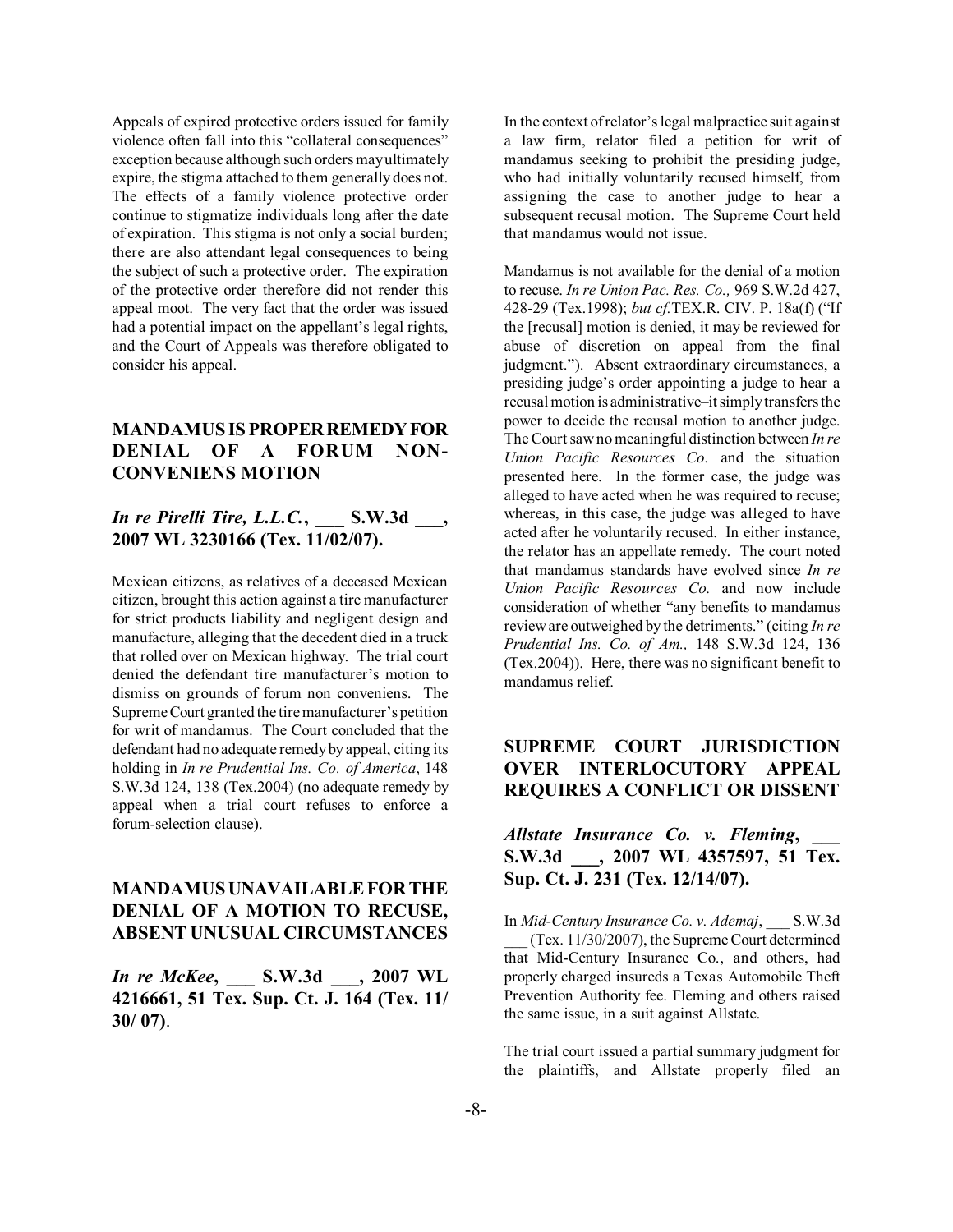Appeals of expired protective orders issued for family violence often fall into this "collateral consequences" exception because although such orders may ultimately expire, the stigma attached to them generally does not. The effects of a family violence protective order continue to stigmatize individuals long after the date of expiration. This stigma is not only a social burden; there are also attendant legal consequences to being the subject of such a protective order. The expiration of the protective order therefore did not render this appeal moot. The very fact that the order was issued had a potential impact on the appellant's legal rights, and the Court of Appeals was therefore obligated to consider his appeal.

## MANDAMUS IS PROPER REMEDY FOR DENIAL OF A FORUM NON-CONVENIENS MOTION

### *In re Pirelli Tire, L.L.C.*, ___ S.W.3d ___, 2007 WL 3230166 (Tex. 11/02/07).

Mexican citizens, as relatives of a deceased Mexican citizen, brought this action against a tire manufacturer for strict products liability and negligent design and manufacture, alleging that the decedent died in a truck that rolled over on Mexican highway. The trial court denied the defendant tire manufacturer's motion to dismiss on grounds of forum non conveniens. The Supreme Court granted the tire manufacturer's petition for writ of mandamus. The Court concluded that the defendant had no adequate remedy by appeal, citing its holding in *In re Prudential Ins. Co. of America*, 148 S.W.3d 124, 138 (Tex.2004) (no adequate remedy by appeal when a trial court refuses to enforce a forum-selection clause).

## MANDAMUS UNAVAILABLE FOR THE DENIAL OF A MOTION TO RECUSE, ABSENT UNUSUAL CIRCUMSTANCES

### *In re McKee*, ___ S.W.3d ___, 2007 WL 4216661, 51 Tex. Sup. Ct. J. 164 (Tex. 11/30/07).

In the context of relator's legal malpractice suit against a law firm, relator filed a petition for writ of mandamus seeking to prohibit the presiding judge, who had initially voluntarily recused himself, from assigning the case to another judge to hear a subsequent recusal motion. The Supreme Court held that mandamus would not issue.

Mandamus is not available for the denial of a motion to recuse. *In re Union Pac. Res. Co.,* 969 S.W.2d 427, 428-29 (Tex.1998); *but cf.* TEX.R. CIV. P. 18a(f) ("If the [recusal] motion is denied, it may be reviewed for abuse of discretion on appeal from the final judgment."). Absent extraordinary circumstances, a presiding judge's order appointing a judge to hear a recusal motion is administrative–it simply transfers the power to decide the recusal motion to another judge. The Court saw no meaningful distinction between *In re Union Pacific Resources Co.* and the situation presented here. In the former case, the judge was alleged to have acted when he was required to recuse; whereas, in this case, the judge was alleged to have acted after he voluntarily recused. In either instance, the relator has an appellate remedy. The court noted that mandamus standards have evolved since *In re Union Pacific Resources Co.* and now include consideration of whether "any benefits to mandamus review are outweighed by the detriments." (citing *In re Prudential Ins. Co. of Am.,* 148 S.W.3d 124, 136 (Tex.2004)). Here, there was no significant benefit to mandamus relief.

## SUPREME COURT JURISDICTION OVER INTERLOCUTORY APPEAL REQUIRES A CONFLICT OR DISSENT

### *Allstate Insurance Co. v. Fleming*, ___ S.W.3d ___, 2007 WL 4357597, 51 Tex. Sup. Ct. J. 231 (Tex. 12/14/07).

In *Mid-Century Insurance Co. v. Ademaj*, ___ S.W.3d ___ (Tex. 11/30/2007), the Supreme Court determined that Mid-Century Insurance Co., and others, had properly charged insureds a Texas Automobile Theft Prevention Authority fee. Fleming and others raised the same issue, in a suit against Allstate.

The trial court issued a partial summary judgment for the plaintiffs, and Allstate properly filed an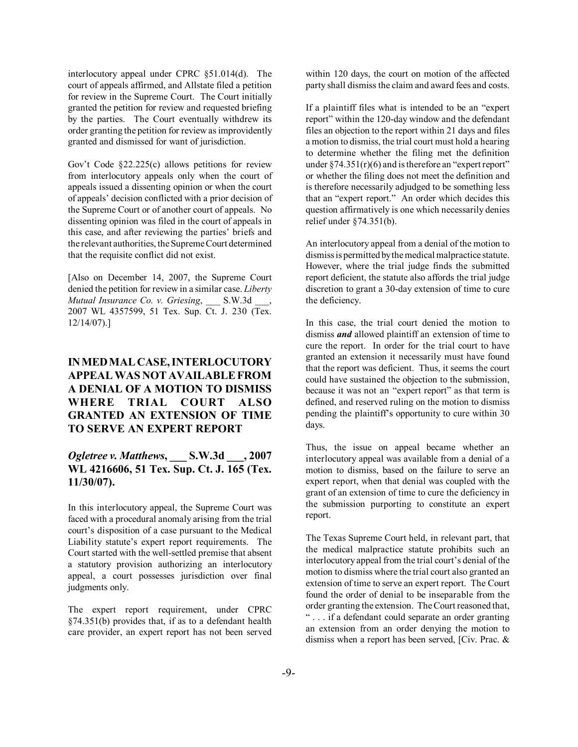interlocutory appeal under CPRC §51.014(d). The court of appeals affirmed, and Allstate filed a petition for review in the Supreme Court. The Court initially granted the petition for review and requested briefing by the parties. The Court eventually withdrew its order granting the petition for review as improvidently granted and dismissed for want of jurisdiction.

Gov't Code §22.225(c) allows petitions for review from interlocutory appeals only when the court of appeals issued a dissenting opinion or when the court of appeals' decision conflicted with a prior decision of the Supreme Court or of another court of appeals. No dissenting opinion was filed in the court of appeals in this case, and after reviewing the parties' briefs and the relevant authorities, the Supreme Court determined that the requisite conflict did not exist.

[Also on December 14, 2007, the Supreme Court denied the petition for review in a similar case. *Liberty Mutual Insurance Co. v. Griesing*, ___ S.W.3d ___, 2007 WL 4357599, 51 Tex. Sup. Ct. J. 230 (Tex. 12/14/07).]

## IN MED MAL CASE, INTERLOCUTORY APPEAL WAS NOT AVAILABLE FROM A DENIAL OF A MOTION TO DISMISS WHERE TRIAL COURT ALSO GRANTED AN EXTENSION OF TIME TO SERVE AN EXPERT REPORT

### *Ogletree v. Matthews*, ___ S.W.3d ___, 2007 WL 4216606, 51 Tex. Sup. Ct. J. 165 (Tex. 11/30/07).

In this interlocutory appeal, the Supreme Court was faced with a procedural anomaly arising from the trial court's disposition of a case pursuant to the Medical Liability statute's expert report requirements. The Court started with the well-settled premise that absent a statutory provision authorizing an interlocutory appeal, a court possesses jurisdiction over final judgments only.

The expert report requirement, under CPRC §74.351(b) provides that, if as to a defendant health care provider, an expert report has not been served within 120 days, the court on motion of the affected party shall dismiss the claim and award fees and costs.

If a plaintiff files what is intended to be an "expert report" within the 120-day window and the defendant files an objection to the report within 21 days and files a motion to dismiss, the trial court must hold a hearing to determine whether the filing met the definition under §74.351(r)(6) and is therefore an "expert report" or whether the filing does not meet the definition and is therefore necessarily adjudged to be something less that an "expert report." An order which decides this question affirmatively is one which necessarily denies relief under §74.351(b).

An interlocutory appeal from a denial of the motion to dismiss is permitted by the medical malpractice statute. However, where the trial judge finds the submitted report deficient, the statute also affords the trial judge discretion to grant a 30-day extension of time to cure the deficiency.

In this case, the trial court denied the motion to dismiss ***and*** allowed plaintiff an extension of time to cure the report. In order for the trial court to have granted an extension it necessarily must have found that the report was deficient. Thus, it seems the court could have sustained the objection to the submission, because it was not an "expert report" as that term is defined, and reserved ruling on the motion to dismiss pending the plaintiff's opportunity to cure within 30 days.

Thus, the issue on appeal became whether an interlocutory appeal was available from a denial of a motion to dismiss, based on the failure to serve an expert report, when that denial was coupled with the grant of an extension of time to cure the deficiency in the submission purporting to constitute an expert report.

The Texas Supreme Court held, in relevant part, that the medical malpractice statute prohibits such an interlocutory appeal from the trial court's denial of the motion to dismiss where the trial court also granted an extension of time to serve an expert report. The Court found the order of denial to be inseparable from the order granting the extension. The Court reasoned that, " . . . if a defendant could separate an order granting an extension from an order denying the motion to dismiss when a report has been served, [Civ. Prac. &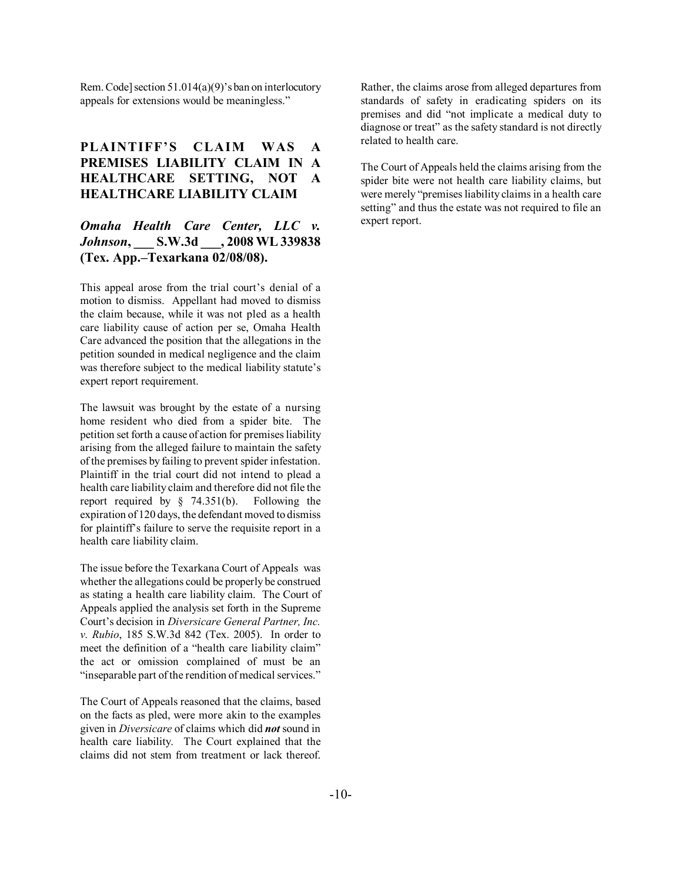Rem. Code] section 51.014(a)(9)'s ban on interlocutory appeals for extensions would be meaningless."

## PLAINTIFF'S CLAIM WAS A PREMISES LIABILITY CLAIM IN A HEALTHCARE SETTING, NOT A HEALTHCARE LIABILITY CLAIM

### *Omaha Health Care Center, LLC v. Johnson*, ___ S.W.3d ___, 2008 WL 339838 (Tex. App.–Texarkana 02/08/08).

This appeal arose from the trial court's denial of a motion to dismiss. Appellant had moved to dismiss the claim because, while it was not pled as a health care liability cause of action per se, Omaha Health Care advanced the position that the allegations in the petition sounded in medical negligence and the claim was therefore subject to the medical liability statute's expert report requirement.

The lawsuit was brought by the estate of a nursing home resident who died from a spider bite. The petition set forth a cause of action for premises liability arising from the alleged failure to maintain the safety of the premises by failing to prevent spider infestation. Plaintiff in the trial court did not intend to plead a health care liability claim and therefore did not file the report required by § 74.351(b). Following the expiration of 120 days, the defendant moved to dismiss for plaintiff's failure to serve the requisite report in a health care liability claim.

The issue before the Texarkana Court of Appeals was whether the allegations could be properly be construed as stating a health care liability claim. The Court of Appeals applied the analysis set forth in the Supreme Court's decision in *Diversicare General Partner, Inc. v. Rubio*, 185 S.W.3d 842 (Tex. 2005). In order to meet the definition of a "health care liability claim" the act or omission complained of must be an "inseparable part of the rendition of medical services."

The Court of Appeals reasoned that the claims, based on the facts as pled, were more akin to the examples given in *Diversicare* of claims which did ***not*** sound in health care liability. The Court explained that the claims did not stem from treatment or lack thereof. Rather, the claims arose from alleged departures from standards of safety in eradicating spiders on its premises and did "not implicate a medical duty to diagnose or treat" as the safety standard is not directly related to health care.

The Court of Appeals held the claims arising from the spider bite were not health care liability claims, but were merely "premises liability claims in a health care setting" and thus the estate was not required to file an expert report.